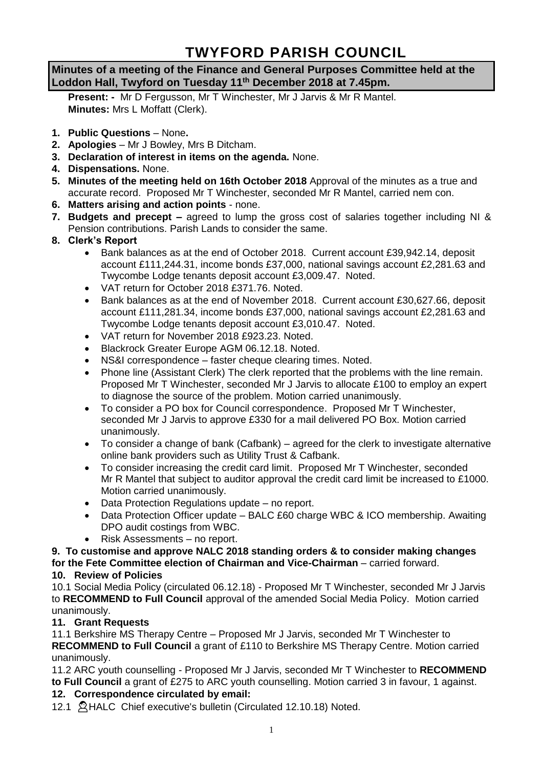# TWYFORD PARISH COUNCIL

**Minutes of a meeting of the Finance and General Purposes Committee held at the Loddon Hall, Twyford on Tuesday 11th December 2018 at 7.45pm.**

**Present: -** Mr D Fergusson, Mr T Winchester, Mr J Jarvis & Mr R Mantel.
**Minutes:** Mrs L Moffatt (Clerk).

1. **Public Questions** – None**.**
2. **Apologies** – Mr J Bowley, Mrs B Ditcham.
3. **Declaration of interest in items on the agenda.** None.
4. **Dispensations.** None.
5. **Minutes of the meeting held on 16th October 2018** Approval of the minutes as a true and accurate record. Proposed Mr T Winchester, seconded Mr R Mantel, carried nem con.
6. **Matters arising and action points** - none.
7. **Budgets and precept –** agreed to lump the gross cost of salaries together including NI & Pension contributions. Parish Lands to consider the same.
8. **Clerk's Report**
   - Bank balances as at the end of October 2018. Current account £39,942.14, deposit account £111,244.31, income bonds £37,000, national savings account £2,281.63 and Twycombe Lodge tenants deposit account £3,009.47. Noted.
   - VAT return for October 2018 £371.76. Noted.
   - Bank balances as at the end of November 2018. Current account £30,627.66, deposit account £111,281.34, income bonds £37,000, national savings account £2,281.63 and Twycombe Lodge tenants deposit account £3,010.47. Noted.
   - VAT return for November 2018 £923.23. Noted.
   - Blackrock Greater Europe AGM 06.12.18. Noted.
   - NS&I correspondence – faster cheque clearing times. Noted.
   - Phone line (Assistant Clerk) The clerk reported that the problems with the line remain. Proposed Mr T Winchester, seconded Mr J Jarvis to allocate £100 to employ an expert to diagnose the source of the problem. Motion carried unanimously.
   - To consider a PO box for Council correspondence. Proposed Mr T Winchester, seconded Mr J Jarvis to approve £330 for a mail delivered PO Box. Motion carried unanimously.
   - To consider a change of bank (Cafbank) – agreed for the clerk to investigate alternative online bank providers such as Utility Trust & Cafbank.
   - To consider increasing the credit card limit. Proposed Mr T Winchester, seconded Mr R Mantel that subject to auditor approval the credit card limit be increased to £1000. Motion carried unanimously.
   - Data Protection Regulations update – no report.
   - Data Protection Officer update – BALC £60 charge WBC & ICO membership. Awaiting DPO audit costings from WBC.
   - Risk Assessments – no report.

**9. To customise and approve NALC 2018 standing orders & to consider making changes for the Fete Committee election of Chairman and Vice-Chairman** – carried forward.

**10. Review of Policies**

10.1 Social Media Policy (circulated 06.12.18) - Proposed Mr T Winchester, seconded Mr J Jarvis to **RECOMMEND to Full Council** approval of the amended Social Media Policy. Motion carried unanimously.

**11. Grant Requests**

11.1 Berkshire MS Therapy Centre – Proposed Mr J Jarvis, seconded Mr T Winchester to **RECOMMEND to Full Council** a grant of £110 to Berkshire MS Therapy Centre. Motion carried unanimously.

11.2 ARC youth counselling - Proposed Mr J Jarvis, seconded Mr T Winchester to **RECOMMEND to Full Council** a grant of £275 to ARC youth counselling. Motion carried 3 in favour, 1 against.

**12. Correspondence circulated by email:**

12.1 HALC Chief executive's bulletin (Circulated 12.10.18) Noted.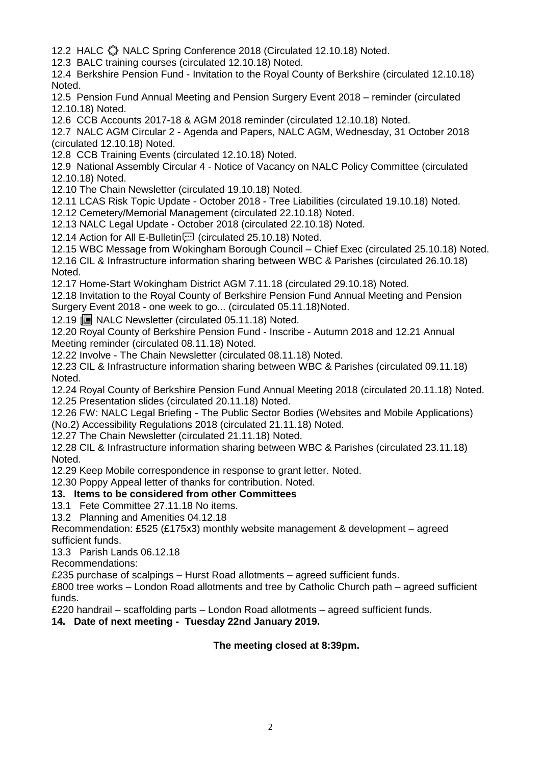12.2 HALC ۞ NALC Spring Conference 2018 (Circulated 12.10.18) Noted.

12.3 BALC training courses (circulated 12.10.18) Noted.

12.4 Berkshire Pension Fund - Invitation to the Royal County of Berkshire (circulated 12.10.18) Noted.

12.5 Pension Fund Annual Meeting and Pension Surgery Event 2018 – reminder (circulated 12.10.18) Noted.

12.6 CCB Accounts 2017-18 & AGM 2018 reminder (circulated 12.10.18) Noted.

12.7 NALC AGM Circular 2 - Agenda and Papers, NALC AGM, Wednesday, 31 October 2018 (circulated 12.10.18) Noted.

12.8 CCB Training Events (circulated 12.10.18) Noted.

12.9 National Assembly Circular 4 - Notice of Vacancy on NALC Policy Committee (circulated 12.10.18) Noted.

12.10 The Chain Newsletter (circulated 19.10.18) Noted.

12.11 LCAS Risk Topic Update - October 2018 - Tree Liabilities (circulated 19.10.18) Noted.

12.12 Cemetery/Memorial Management (circulated 22.10.18) Noted.

12.13 NALC Legal Update - October 2018 (circulated 22.10.18) Noted.

12.14 Action for All E-Bulletin (circulated 25.10.18) Noted.

12.15 WBC Message from Wokingham Borough Council – Chief Exec (circulated 25.10.18) Noted.

12.16 CIL & Infrastructure information sharing between WBC & Parishes (circulated 26.10.18) Noted.

12.17 Home-Start Wokingham District AGM 7.11.18 (circulated 29.10.18) Noted.

12.18 Invitation to the Royal County of Berkshire Pension Fund Annual Meeting and Pension Surgery Event 2018 - one week to go... (circulated 05.11.18)Noted.

12.19 NALC Newsletter (circulated 05.11.18) Noted.

12.20 Royal County of Berkshire Pension Fund - Inscribe - Autumn 2018 and 12.21 Annual Meeting reminder (circulated 08.11.18) Noted.

12.22 Involve - The Chain Newsletter (circulated 08.11.18) Noted.

12.23 CIL & Infrastructure information sharing between WBC & Parishes (circulated 09.11.18) Noted.

12.24 Royal County of Berkshire Pension Fund Annual Meeting 2018 (circulated 20.11.18) Noted.

12.25 Presentation slides (circulated 20.11.18) Noted.

12.26 FW: NALC Legal Briefing - The Public Sector Bodies (Websites and Mobile Applications) (No.2) Accessibility Regulations 2018 (circulated 21.11.18) Noted.

12.27 The Chain Newsletter (circulated 21.11.18) Noted.

12.28 CIL & Infrastructure information sharing between WBC & Parishes (circulated 23.11.18) Noted.

12.29 Keep Mobile correspondence in response to grant letter. Noted.

12.30 Poppy Appeal letter of thanks for contribution. Noted.

**13. Items to be considered from other Committees**

13.1 Fete Committee 27.11.18 No items.

13.2 Planning and Amenities 04.12.18

Recommendation: £525 (£175x3) monthly website management & development – agreed sufficient funds.

13.3 Parish Lands 06.12.18

Recommendations:

£235 purchase of scalpings – Hurst Road allotments – agreed sufficient funds.

£800 tree works – London Road allotments and tree by Catholic Church path – agreed sufficient funds.

£220 handrail – scaffolding parts – London Road allotments – agreed sufficient funds.

**14. Date of next meeting - Tuesday 22nd January 2019.**

**The meeting closed at 8:39pm.**